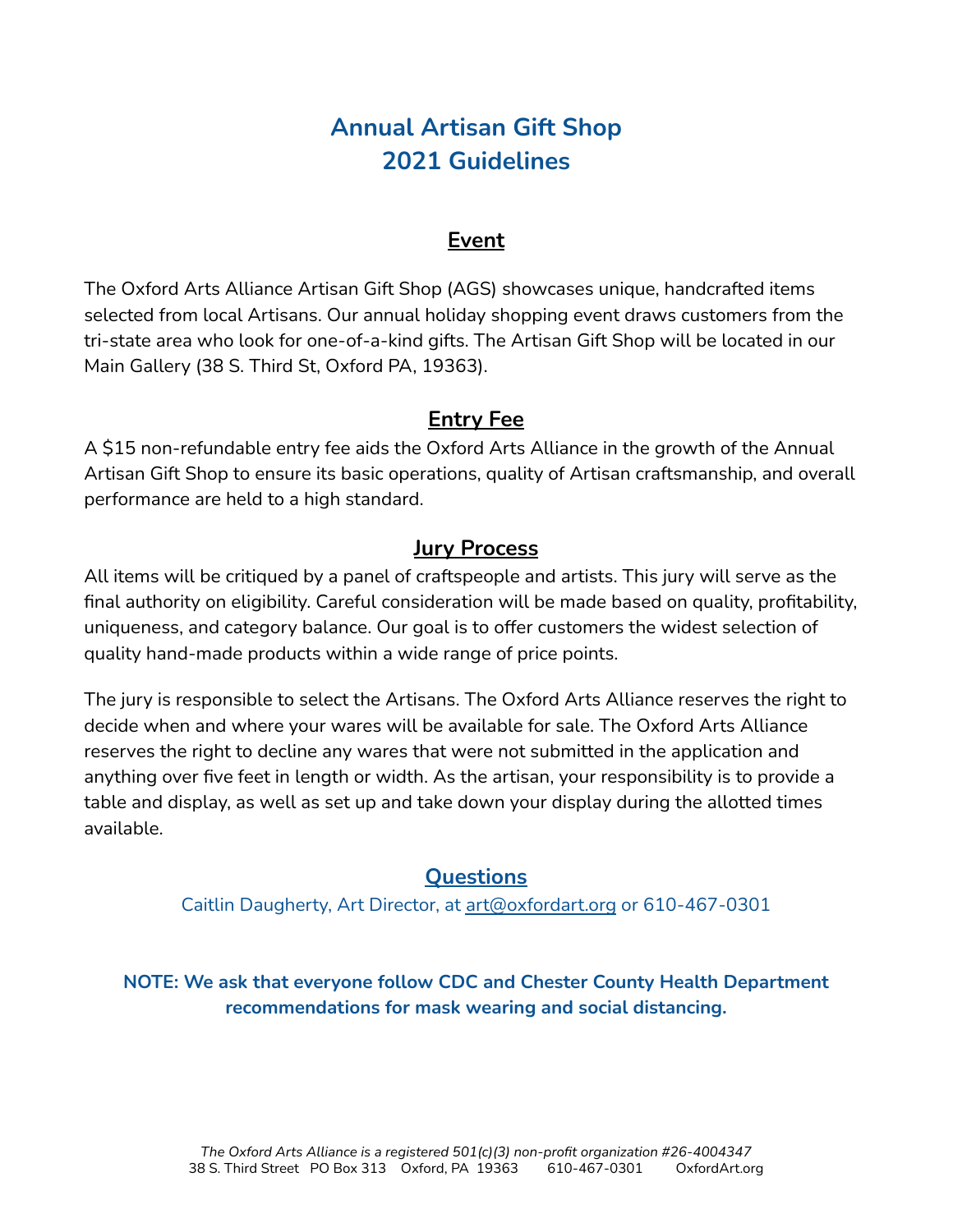# Annual Artisan Gift Shop
# 2021 Guidelines

## Event

The Oxford Arts Alliance Artisan Gift Shop (AGS) showcases unique, handcrafted items selected from local Artisans. Our annual holiday shopping event draws customers from the tri-state area who look for one-of-a-kind gifts. The Artisan Gift Shop will be located in our Main Gallery (38 S. Third St, Oxford PA, 19363).

## Entry Fee

A $15 non-refundable entry fee aids the Oxford Arts Alliance in the growth of the Annual Artisan Gift Shop to ensure its basic operations, quality of Artisan craftsmanship, and overall performance are held to a high standard.

## Jury Process

All items will be critiqued by a panel of craftspeople and artists. This jury will serve as the final authority on eligibility. Careful consideration will be made based on quality, profitability, uniqueness, and category balance. Our goal is to offer customers the widest selection of quality hand-made products within a wide range of price points.

The jury is responsible to select the Artisans. The Oxford Arts Alliance reserves the right to decide when and where your wares will be available for sale. The Oxford Arts Alliance reserves the right to decline any wares that were not submitted in the application and anything over five feet in length or width. As the artisan, your responsibility is to provide a table and display, as well as set up and take down your display during the allotted times available.

## Questions

Caitlin Daugherty, Art Director, at art@oxfordart.org or 610-467-0301

**NOTE: We ask that everyone follow CDC and Chester County Health Department recommendations for mask wearing and social distancing.**

*The Oxford Arts Alliance is a registered 501(c)(3) non-profit organization #26-4004347*
38 S. Third Street PO Box 313 Oxford, PA 19363 610-467-0301 OxfordArt.org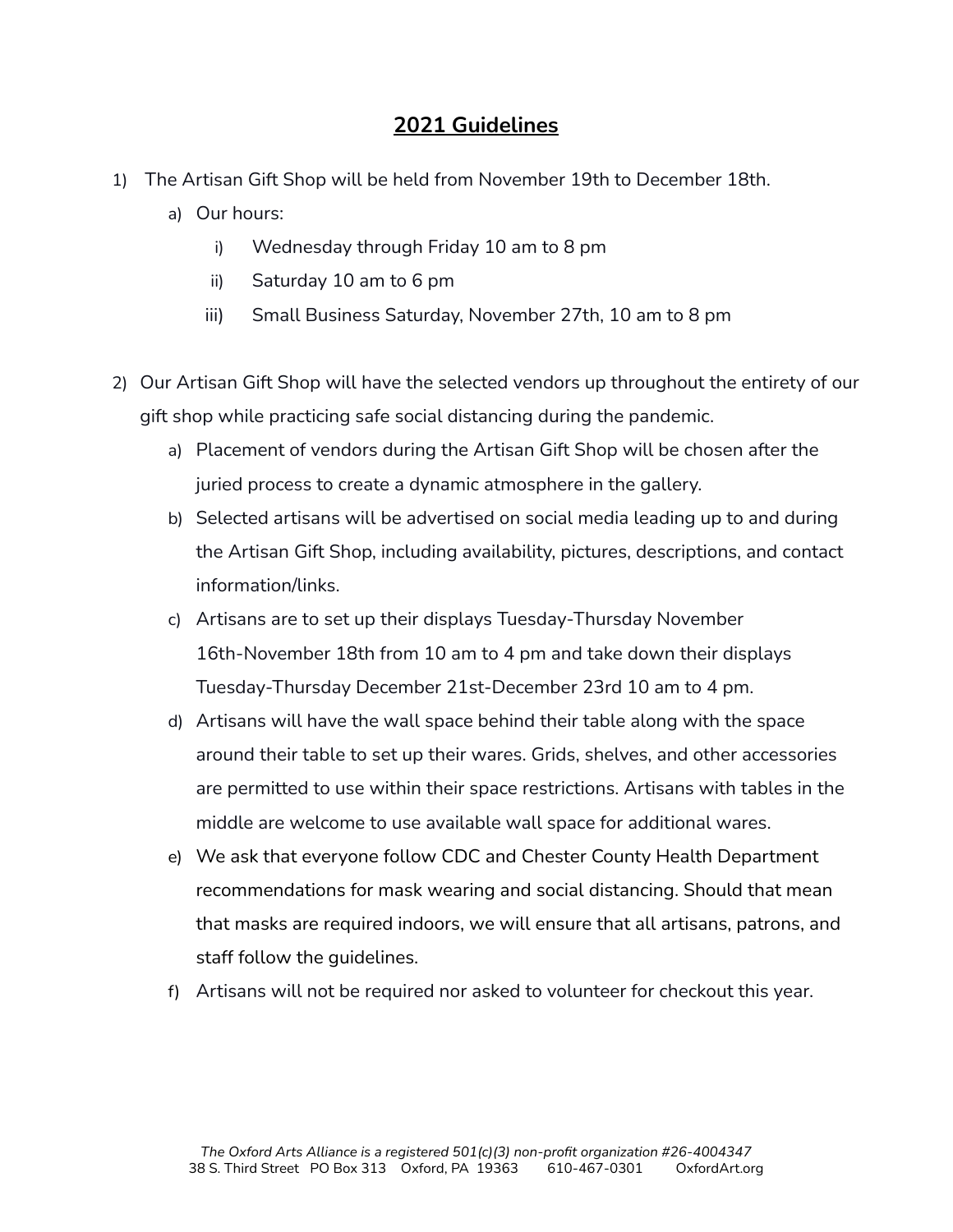## 2021 Guidelines

1) The Artisan Gift Shop will be held from November 19th to December 18th.
   a) Our hours:
      i) Wednesday through Friday 10 am to 8 pm
      ii) Saturday 10 am to 6 pm
      iii) Small Business Saturday, November 27th, 10 am to 8 pm

2) Our Artisan Gift Shop will have the selected vendors up throughout the entirety of our gift shop while practicing safe social distancing during the pandemic.
   a) Placement of vendors during the Artisan Gift Shop will be chosen after the juried process to create a dynamic atmosphere in the gallery.
   b) Selected artisans will be advertised on social media leading up to and during the Artisan Gift Shop, including availability, pictures, descriptions, and contact information/links.
   c) Artisans are to set up their displays Tuesday-Thursday November 16th-November 18th from 10 am to 4 pm and take down their displays Tuesday-Thursday December 21st-December 23rd 10 am to 4 pm.
   d) Artisans will have the wall space behind their table along with the space around their table to set up their wares. Grids, shelves, and other accessories are permitted to use within their space restrictions. Artisans with tables in the middle are welcome to use available wall space for additional wares.
   e) We ask that everyone follow CDC and Chester County Health Department recommendations for mask wearing and social distancing. Should that mean that masks are required indoors, we will ensure that all artisans, patrons, and staff follow the guidelines.
   f) Artisans will not be required nor asked to volunteer for checkout this year.

*The Oxford Arts Alliance is a registered 501(c)(3) non-profit organization #26-4004347*
38 S. Third Street PO Box 313 Oxford, PA 19363 610-467-0301 OxfordArt.org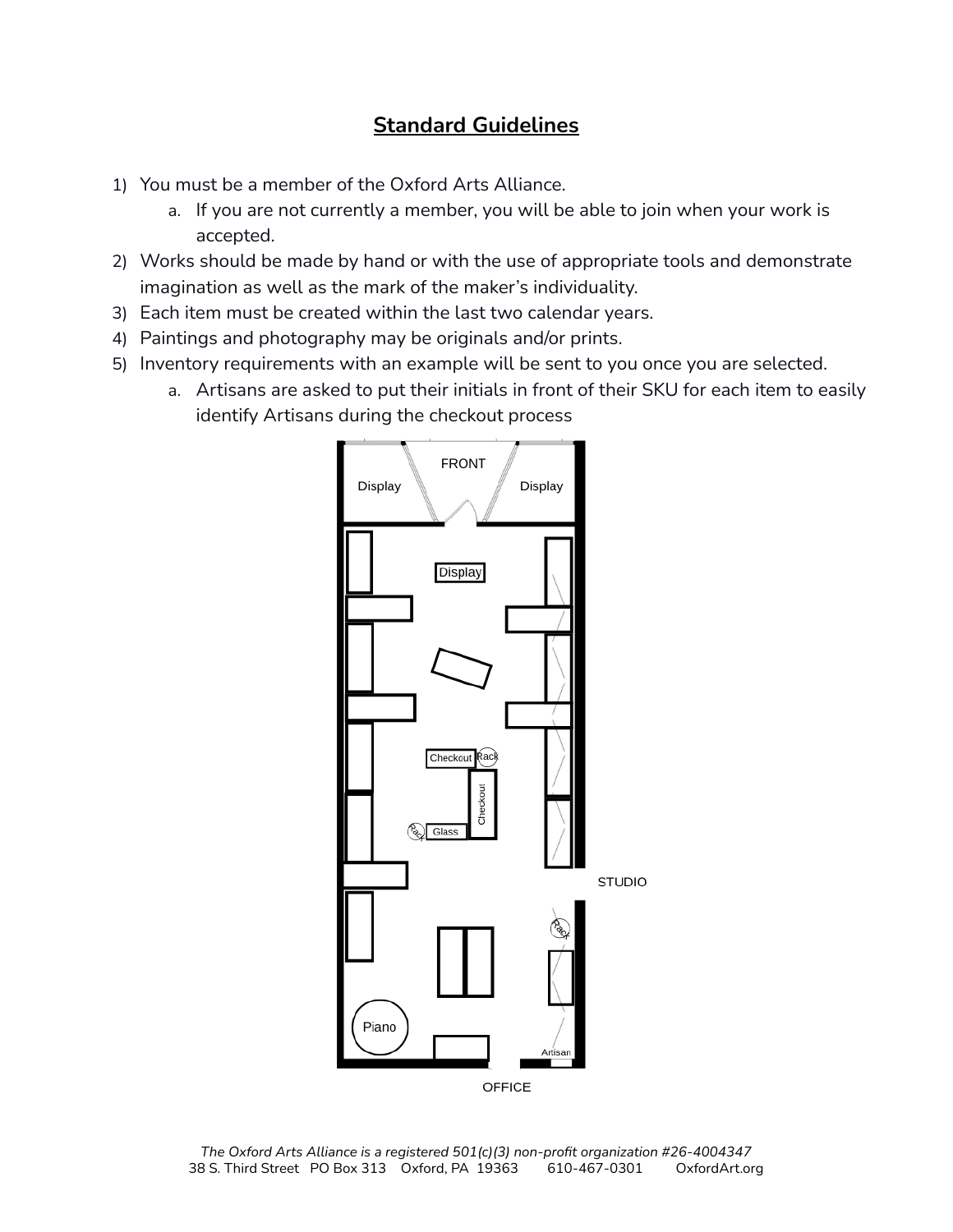## Standard Guidelines

1) You must be a member of the Oxford Arts Alliance.
   a. If you are not currently a member, you will be able to join when your work is accepted.
2) Works should be made by hand or with the use of appropriate tools and demonstrate imagination as well as the mark of the maker's individuality.
3) Each item must be created within the last two calendar years.
4) Paintings and photography may be originals and/or prints.
5) Inventory requirements with an example will be sent to you once you are selected.
   a. Artisans are asked to put their initials in front of their SKU for each item to easily identify Artisans during the checkout process

FRONT

Display

Display

Display

Checkout

Rack

Checkout

Rack

Glass

STUDIO

Rack

Piano

Artisan

OFFICE

*The Oxford Arts Alliance is a registered 501(c)(3) non-profit organization #26-4004347*
38 S. Third Street PO Box 313 Oxford, PA 19363 610-467-0301 OxfordArt.org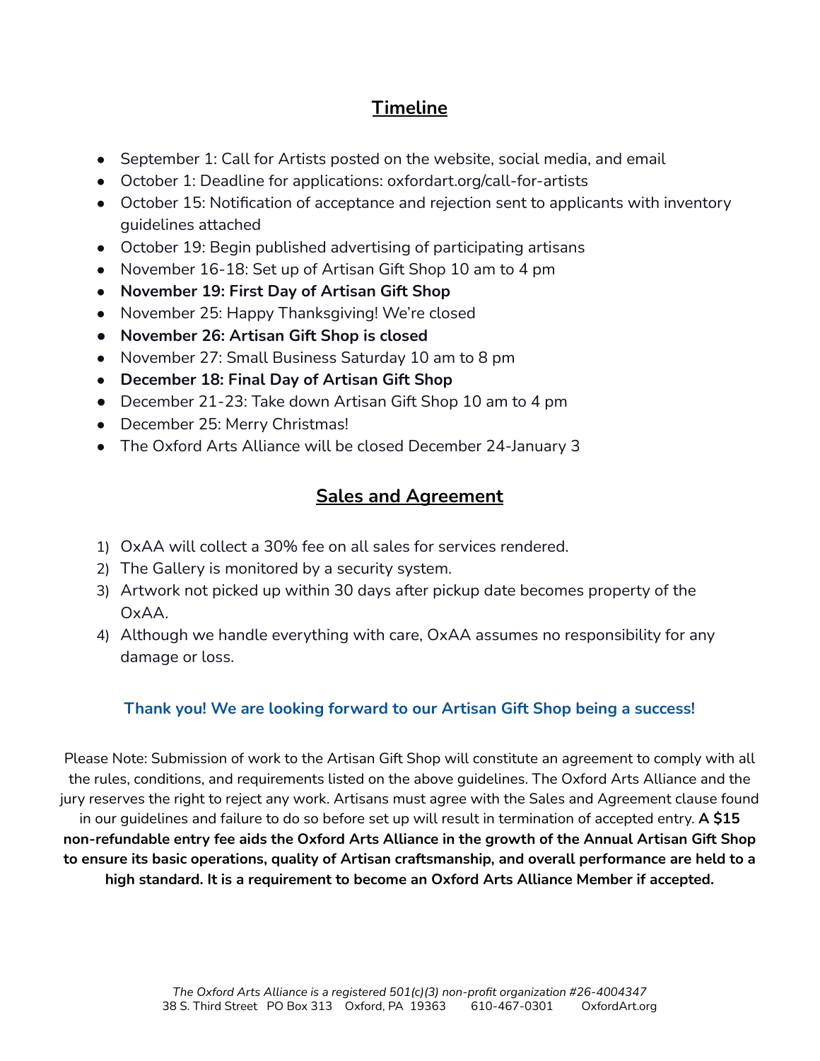## Timeline

- September 1: Call for Artists posted on the website, social media, and email
- October 1: Deadline for applications: oxfordart.org/call-for-artists
- October 15: Notification of acceptance and rejection sent to applicants with inventory guidelines attached
- October 19: Begin published advertising of participating artisans
- November 16-18: Set up of Artisan Gift Shop 10 am to 4 pm
- **November 19: First Day of Artisan Gift Shop**
- November 25: Happy Thanksgiving! We're closed
- **November 26: Artisan Gift Shop is closed**
- November 27: Small Business Saturday 10 am to 8 pm
- **December 18: Final Day of Artisan Gift Shop**
- December 21-23: Take down Artisan Gift Shop 10 am to 4 pm
- December 25: Merry Christmas!
- The Oxford Arts Alliance will be closed December 24-January 3

## Sales and Agreement

1) OxAA will collect a 30% fee on all sales for services rendered.
2) The Gallery is monitored by a security system.
3) Artwork not picked up within 30 days after pickup date becomes property of the OxAA.
4) Although we handle everything with care, OxAA assumes no responsibility for any damage or loss.

**Thank you! We are looking forward to our Artisan Gift Shop being a success!**

Please Note: Submission of work to the Artisan Gift Shop will constitute an agreement to comply with all the rules, conditions, and requirements listed on the above guidelines. The Oxford Arts Alliance and the jury reserves the right to reject any work. Artisans must agree with the Sales and Agreement clause found in our guidelines and failure to do so before set up will result in termination of accepted entry. **A $15 non-refundable entry fee aids the Oxford Arts Alliance in the growth of the Annual Artisan Gift Shop to ensure its basic operations, quality of Artisan craftsmanship, and overall performance are held to a high standard. It is a requirement to become an Oxford Arts Alliance Member if accepted.**

*The Oxford Arts Alliance is a registered 501(c)(3) non-profit organization #26-4004347*
38 S. Third Street PO Box 313 Oxford, PA 19363 610-467-0301 OxfordArt.org